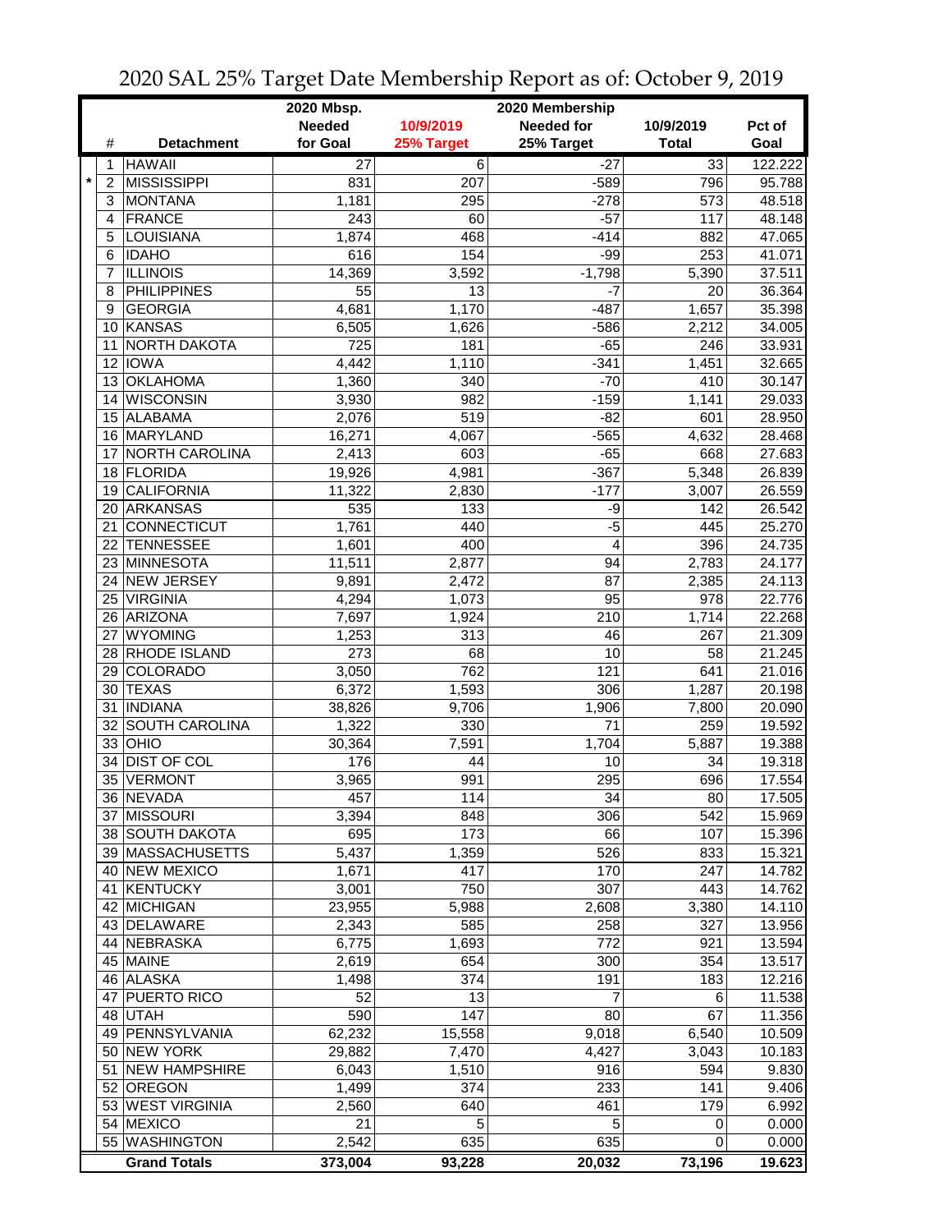# 2020 SAL 25% Target Date Membership Report as of: October 9, 2019

| | # | Detachment | 2020 Mbsp. Needed for Goal | 10/9/2019 25% Target | 2020 Membership Needed for 25% Target | 10/9/2019 Total | Pct of Goal |
|---|---|---|---|---|---|---|---|
| | 1 | HAWAII | 27 | 6 | -27 | 33 | 122.222 |
| * | 2 | MISSISSIPPI | 831 | 207 | -589 | 796 | 95.788 |
| | 3 | MONTANA | 1,181 | 295 | -278 | 573 | 48.518 |
| | 4 | FRANCE | 243 | 60 | -57 | 117 | 48.148 |
| | 5 | LOUISIANA | 1,874 | 468 | -414 | 882 | 47.065 |
| | 6 | IDAHO | 616 | 154 | -99 | 253 | 41.071 |
| | 7 | ILLINOIS | 14,369 | 3,592 | -1,798 | 5,390 | 37.511 |
| | 8 | PHILIPPINES | 55 | 13 | -7 | 20 | 36.364 |
| | 9 | GEORGIA | 4,681 | 1,170 | -487 | 1,657 | 35.398 |
| | 10 | KANSAS | 6,505 | 1,626 | -586 | 2,212 | 34.005 |
| | 11 | NORTH DAKOTA | 725 | 181 | -65 | 246 | 33.931 |
| | 12 | IOWA | 4,442 | 1,110 | -341 | 1,451 | 32.665 |
| | 13 | OKLAHOMA | 1,360 | 340 | -70 | 410 | 30.147 |
| | 14 | WISCONSIN | 3,930 | 982 | -159 | 1,141 | 29.033 |
| | 15 | ALABAMA | 2,076 | 519 | -82 | 601 | 28.950 |
| | 16 | MARYLAND | 16,271 | 4,067 | -565 | 4,632 | 28.468 |
| | 17 | NORTH CAROLINA | 2,413 | 603 | -65 | 668 | 27.683 |
| | 18 | FLORIDA | 19,926 | 4,981 | -367 | 5,348 | 26.839 |
| | 19 | CALIFORNIA | 11,322 | 2,830 | -177 | 3,007 | 26.559 |
| | 20 | ARKANSAS | 535 | 133 | -9 | 142 | 26.542 |
| | 21 | CONNECTICUT | 1,761 | 440 | -5 | 445 | 25.270 |
| | 22 | TENNESSEE | 1,601 | 400 | 4 | 396 | 24.735 |
| | 23 | MINNESOTA | 11,511 | 2,877 | 94 | 2,783 | 24.177 |
| | 24 | NEW JERSEY | 9,891 | 2,472 | 87 | 2,385 | 24.113 |
| | 25 | VIRGINIA | 4,294 | 1,073 | 95 | 978 | 22.776 |
| | 26 | ARIZONA | 7,697 | 1,924 | 210 | 1,714 | 22.268 |
| | 27 | WYOMING | 1,253 | 313 | 46 | 267 | 21.309 |
| | 28 | RHODE ISLAND | 273 | 68 | 10 | 58 | 21.245 |
| | 29 | COLORADO | 3,050 | 762 | 121 | 641 | 21.016 |
| | 30 | TEXAS | 6,372 | 1,593 | 306 | 1,287 | 20.198 |
| | 31 | INDIANA | 38,826 | 9,706 | 1,906 | 7,800 | 20.090 |
| | 32 | SOUTH CAROLINA | 1,322 | 330 | 71 | 259 | 19.592 |
| | 33 | OHIO | 30,364 | 7,591 | 1,704 | 5,887 | 19.388 |
| | 34 | DIST OF COL | 176 | 44 | 10 | 34 | 19.318 |
| | 35 | VERMONT | 3,965 | 991 | 295 | 696 | 17.554 |
| | 36 | NEVADA | 457 | 114 | 34 | 80 | 17.505 |
| | 37 | MISSOURI | 3,394 | 848 | 306 | 542 | 15.969 |
| | 38 | SOUTH DAKOTA | 695 | 173 | 66 | 107 | 15.396 |
| | 39 | MASSACHUSETTS | 5,437 | 1,359 | 526 | 833 | 15.321 |
| | 40 | NEW MEXICO | 1,671 | 417 | 170 | 247 | 14.782 |
| | 41 | KENTUCKY | 3,001 | 750 | 307 | 443 | 14.762 |
| | 42 | MICHIGAN | 23,955 | 5,988 | 2,608 | 3,380 | 14.110 |
| | 43 | DELAWARE | 2,343 | 585 | 258 | 327 | 13.956 |
| | 44 | NEBRASKA | 6,775 | 1,693 | 772 | 921 | 13.594 |
| | 45 | MAINE | 2,619 | 654 | 300 | 354 | 13.517 |
| | 46 | ALASKA | 1,498 | 374 | 191 | 183 | 12.216 |
| | 47 | PUERTO RICO | 52 | 13 | 7 | 6 | 11.538 |
| | 48 | UTAH | 590 | 147 | 80 | 67 | 11.356 |
| | 49 | PENNSYLVANIA | 62,232 | 15,558 | 9,018 | 6,540 | 10.509 |
| | 50 | NEW YORK | 29,882 | 7,470 | 4,427 | 3,043 | 10.183 |
| | 51 | NEW HAMPSHIRE | 6,043 | 1,510 | 916 | 594 | 9.830 |
| | 52 | OREGON | 1,499 | 374 | 233 | 141 | 9.406 |
| | 53 | WEST VIRGINIA | 2,560 | 640 | 461 | 179 | 6.992 |
| | 54 | MEXICO | 21 | 5 | 5 | 0 | 0.000 |
| | 55 | WASHINGTON | 2,542 | 635 | 635 | 0 | 0.000 |
| | | **Grand Totals** | **373,004** | **93,228** | **20,032** | **73,196** | **19.623** |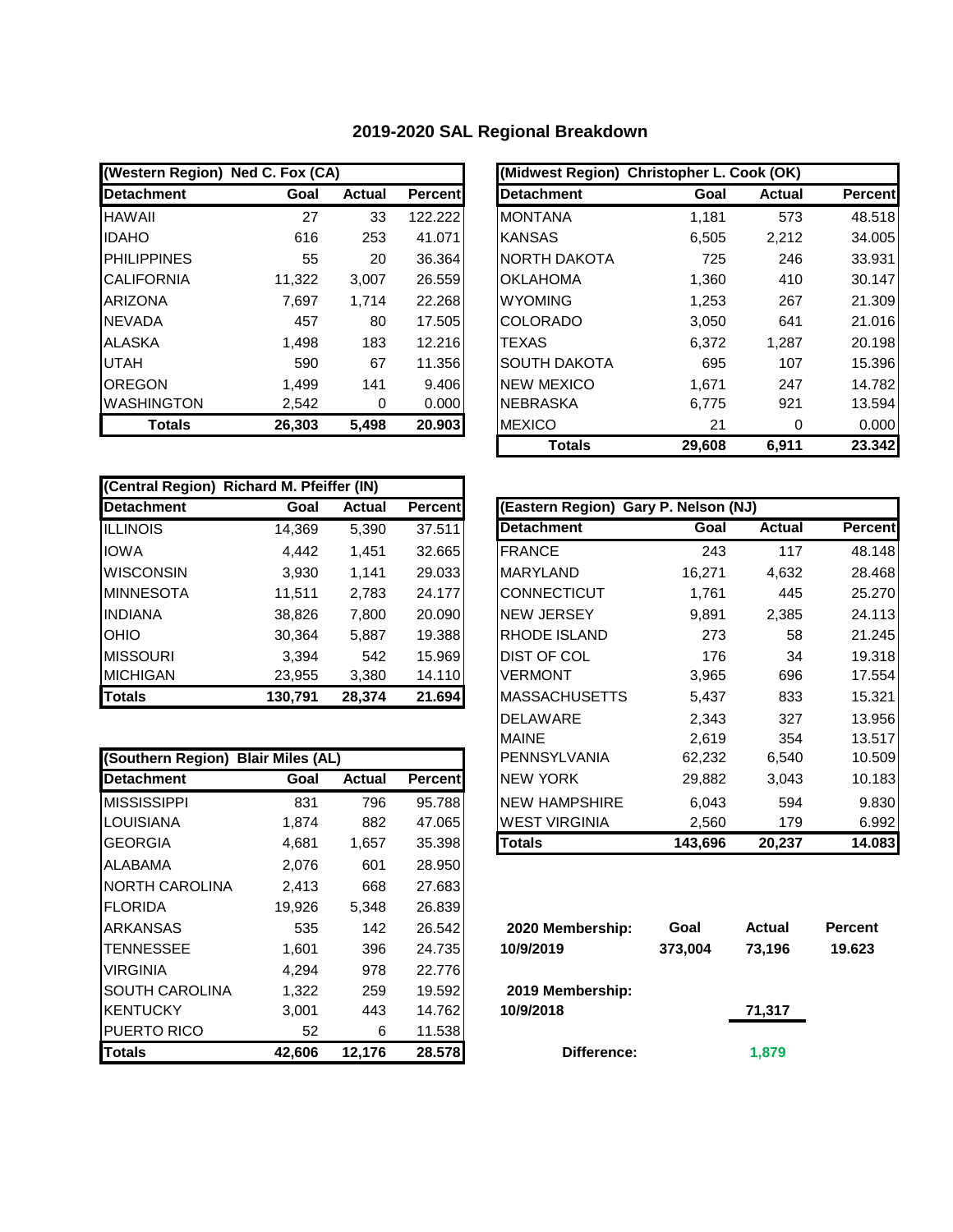# 2019-2020 SAL Regional Breakdown

| (Western Region) Ned C. Fox (CA) | | | |
|---|---|---|---|
| **Detachment** | **Goal** | **Actual** | **Percent** |
| HAWAII | 27 | 33 | 122.222 |
| IDAHO | 616 | 253 | 41.071 |
| PHILIPPINES | 55 | 20 | 36.364 |
| CALIFORNIA | 11,322 | 3,007 | 26.559 |
| ARIZONA | 7,697 | 1,714 | 22.268 |
| NEVADA | 457 | 80 | 17.505 |
| ALASKA | 1,498 | 183 | 12.216 |
| UTAH | 590 | 67 | 11.356 |
| OREGON | 1,499 | 141 | 9.406 |
| WASHINGTON | 2,542 | 0 | 0.000 |
| **Totals** | **26,303** | **5,498** | **20.903** |

| (Midwest Region) Christopher L. Cook (OK) | | | |
|---|---|---|---|
| **Detachment** | **Goal** | **Actual** | **Percent** |
| MONTANA | 1,181 | 573 | 48.518 |
| KANSAS | 6,505 | 2,212 | 34.005 |
| NORTH DAKOTA | 725 | 246 | 33.931 |
| OKLAHOMA | 1,360 | 410 | 30.147 |
| WYOMING | 1,253 | 267 | 21.309 |
| COLORADO | 3,050 | 641 | 21.016 |
| TEXAS | 6,372 | 1,287 | 20.198 |
| SOUTH DAKOTA | 695 | 107 | 15.396 |
| NEW MEXICO | 1,671 | 247 | 14.782 |
| NEBRASKA | 6,775 | 921 | 13.594 |
| MEXICO | 21 | 0 | 0.000 |
| **Totals** | **29,608** | **6,911** | **23.342** |

| (Central Region) Richard M. Pfeiffer (IN) | | | |
|---|---|---|---|
| **Detachment** | **Goal** | **Actual** | **Percent** |
| ILLINOIS | 14,369 | 5,390 | 37.511 |
| IOWA | 4,442 | 1,451 | 32.665 |
| WISCONSIN | 3,930 | 1,141 | 29.033 |
| MINNESOTA | 11,511 | 2,783 | 24.177 |
| INDIANA | 38,826 | 7,800 | 20.090 |
| OHIO | 30,364 | 5,887 | 19.388 |
| MISSOURI | 3,394 | 542 | 15.969 |
| MICHIGAN | 23,955 | 3,380 | 14.110 |
| **Totals** | **130,791** | **28,374** | **21.694** |

| (Eastern Region) Gary P. Nelson (NJ) | | | |
|---|---|---|---|
| **Detachment** | **Goal** | **Actual** | **Percent** |
| FRANCE | 243 | 117 | 48.148 |
| MARYLAND | 16,271 | 4,632 | 28.468 |
| CONNECTICUT | 1,761 | 445 | 25.270 |
| NEW JERSEY | 9,891 | 2,385 | 24.113 |
| RHODE ISLAND | 273 | 58 | 21.245 |
| DIST OF COL | 176 | 34 | 19.318 |
| VERMONT | 3,965 | 696 | 17.554 |
| MASSACHUSETTS | 5,437 | 833 | 15.321 |
| DELAWARE | 2,343 | 327 | 13.956 |
| MAINE | 2,619 | 354 | 13.517 |
| PENNSYLVANIA | 62,232 | 6,540 | 10.509 |
| NEW YORK | 29,882 | 3,043 | 10.183 |
| NEW HAMPSHIRE | 6,043 | 594 | 9.830 |
| WEST VIRGINIA | 2,560 | 179 | 6.992 |
| **Totals** | **143,696** | **20,237** | **14.083** |

| (Southern Region) Blair Miles (AL) | | | |
|---|---|---|---|
| **Detachment** | **Goal** | **Actual** | **Percent** |
| MISSISSIPPI | 831 | 796 | 95.788 |
| LOUISIANA | 1,874 | 882 | 47.065 |
| GEORGIA | 4,681 | 1,657 | 35.398 |
| ALABAMA | 2,076 | 601 | 28.950 |
| NORTH CAROLINA | 2,413 | 668 | 27.683 |
| FLORIDA | 19,926 | 5,348 | 26.839 |
| ARKANSAS | 535 | 142 | 26.542 |
| TENNESSEE | 1,601 | 396 | 24.735 |
| VIRGINIA | 4,294 | 978 | 22.776 |
| SOUTH CAROLINA | 1,322 | 259 | 19.592 |
| KENTUCKY | 3,001 | 443 | 14.762 |
| PUERTO RICO | 52 | 6 | 11.538 |
| **Totals** | **42,606** | **12,176** | **28.578** |

| | | | |
|---|---|---|---|
| **2020 Membership:** | **Goal** | **Actual** | **Percent** |
| **10/9/2019** | **373,004** | **73,196** | **19.623** |
| **2019 Membership:** | | | |
| **10/9/2018** | | **71,317** | |
| **Difference:** | | **1,879** | |